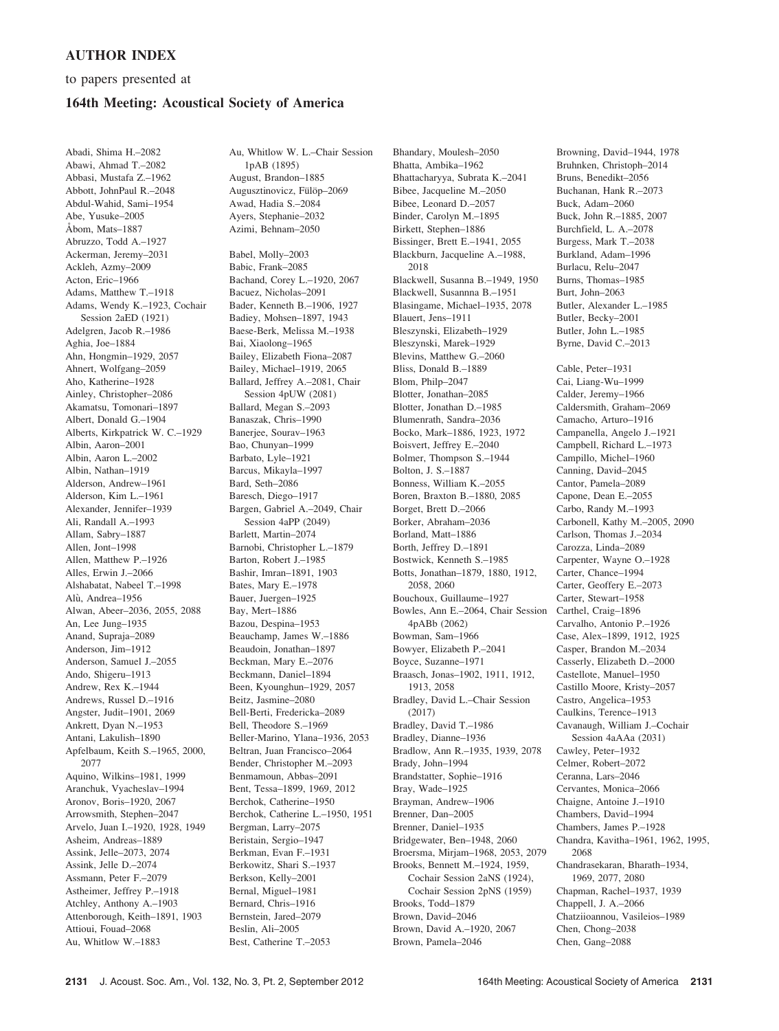## AUTHOR INDEX

to papers presented at

### 164th Meeting: Acoustical Society of America

Abadi, Shima H.–2082
Abawi, Ahmad T.–2082
Abbasi, Mustafa Z.–1962
Abbott, JohnPaul R.–2048
Abdul-Wahid, Sami–1954
Abe, Yusuke–2005
Åbom, Mats–1887
Abruzzo, Todd A.–1927
Ackerman, Jeremy–2031
Ackleh, Azmy–2009
Acton, Eric–1966
Adams, Matthew T.–1918
Adams, Wendy K.–1923, Cochair Session 2aED (1921)
Adelgren, Jacob R.–1986
Aghia, Joe–1884
Ahn, Hongmin–1929, 2057
Ahnert, Wolfgang–2059
Aho, Katherine–1928
Ainley, Christopher–2086
Akamatsu, Tomonari–1897
Albert, Donald G.–1904
Alberts, Kirkpatrick W. C.–1929
Albin, Aaron–2001
Albin, Aaron L.–2002
Albin, Nathan–1919
Alderson, Andrew–1961
Alderson, Kim L.–1961
Alexander, Jennifer–1939
Ali, Randall A.–1993
Allam, Sabry–1887
Allen, Jont–1998
Allen, Matthew P.–1926
Alles, Erwin J.–2066
Alshabatat, Nabeel T.–1998
Alù, Andrea–1956
Alwan, Abeer–2036, 2055, 2088
An, Lee Jung–1935
Anand, Supraja–2089
Anderson, Jim–1912
Anderson, Samuel J.–2055
Ando, Shigeru–1913
Andrew, Rex K.–1944
Andrews, Russel D.–1916
Angster, Judit–1901, 2069
Ankrett, Dyan N.–1953
Antani, Lakulish–1890
Apfelbaum, Keith S.–1965, 2000, 2077
Aquino, Wilkins–1981, 1999
Aranchuk, Vyacheslav–1994
Aronov, Boris–1920, 2067
Arrowsmith, Stephen–2047
Arvelo, Juan I.–1920, 1928, 1949
Asheim, Andreas–1889
Assink, Jelle–2073, 2074
Assink, Jelle D.–2074
Assmann, Peter F.–2079
Astheimer, Jeffrey P.–1918
Atchley, Anthony A.–1903
Attenborough, Keith–1891, 1903
Attioui, Fouad–2068
Au, Whitlow W.–1883
Au, Whitlow W. L.–Chair Session 1pAB (1895)
August, Brandon–1885
Augusztinovicz, Fülöp–2069
Awad, Hadia S.–2084
Ayers, Stephanie–2032
Azimi, Behnam–2050

Babel, Molly–2003
Babic, Frank–2085
Bachand, Corey L.–1920, 2067
Bacuez, Nicholas–2091
Bader, Kenneth B.–1906, 1927
Badiey, Mohsen–1897, 1943
Baese-Berk, Melissa M.–1938
Bai, Xiaolong–1965
Bailey, Elizabeth Fiona–2087
Bailey, Michael–1919, 2065
Ballard, Jeffrey A.–2081, Chair Session 4pUW (2081)
Ballard, Megan S.–2093
Banaszak, Chris–1990
Banerjee, Sourav–1963
Bao, Chunyan–1999
Barbato, Lyle–1921
Barcus, Mikayla–1997
Bard, Seth–2086
Baresch, Diego–1917
Bargen, Gabriel A.–2049, Chair Session 4aPP (2049)
Barlett, Martin–2074
Barnobi, Christopher L.–1879
Barton, Robert J.–1985
Bashir, Imran–1891, 1903
Bates, Mary E.–1978
Bauer, Juergen–1925
Bay, Mert–1886
Bazou, Despina–1953
Beauchamp, James W.–1886
Beaudoin, Jonathan–1897
Beckman, Mary E.–2076
Beckmann, Daniel–1894
Been, Kyounghun–1929, 2057
Beitz, Jasmine–2080
Bell-Berti, Fredericka–2089
Bell, Theodore S.–1969
Beller-Marino, Ylana–1936, 2053
Beltran, Juan Francisco–2064
Bender, Christopher M.–2093
Benmamoun, Abbas–2091
Bent, Tessa–1899, 1969, 2012
Berchok, Catherine–1950
Berchok, Catherine L.–1950, 1951
Bergman, Larry–2075
Beristain, Sergio–1947
Berkman, Evan F.–1931
Berkowitz, Shari S.–1937
Berkson, Kelly–2001
Bernal, Miguel–1981
Bernard, Chris–1916
Bernstein, Jared–2079
Beslin, Ali–2005
Best, Catherine T.–2053
Bhandary, Moulesh–2050
Bhatta, Ambika–1962
Bhattacharyya, Subrata K.–2041
Bibee, Jacqueline M.–2050
Bibee, Leonard D.–2057
Binder, Carolyn M.–1895
Birkett, Stephen–1886
Bissinger, Brett E.–1941, 2055
Blackburn, Jacqueline A.–1988, 2018
Blackwell, Susanna B.–1949, 1950
Blackwell, Susannna B.–1951
Blasingame, Michael–1935, 2078
Blauert, Jens–1911
Bleszynski, Elizabeth–1929
Bleszynski, Marek–1929
Blevins, Matthew G.–2060
Bliss, Donald B.–1889
Blom, Philp–2047
Blotter, Jonathan–2085
Blotter, Jonathan D.–1985
Blumenrath, Sandra–2036
Bocko, Mark–1886, 1923, 1972
Boisvert, Jeffrey E.–2040
Bolmer, Thompson S.–1944
Bolton, J. S.–1887
Bonness, William K.–2055
Boren, Braxton B.–1880, 2085
Borget, Brett D.–2066
Borker, Abraham–2036
Borland, Matt–1886
Borth, Jeffrey D.–1891
Bostwick, Kenneth S.–1985
Botts, Jonathan–1879, 1880, 1912, 2058, 2060
Bouchoux, Guillaume–1927
Bowles, Ann E.–2064, Chair Session 4pABb (2062)
Bowman, Sam–1966
Bowyer, Elizabeth P.–2041
Boyce, Suzanne–1971
Braasch, Jonas–1902, 1911, 1912, 1913, 2058
Bradley, David L.–Chair Session (2017)
Bradley, David T.–1986
Bradley, Dianne–1936
Bradlow, Ann R.–1935, 1939, 2078
Brady, John–1994
Brandstatter, Sophie–1916
Bray, Wade–1925
Brayman, Andrew–1906
Brenner, Dan–2005
Brenner, Daniel–1935
Bridgewater, Ben–1948, 2060
Broersma, Mirjam–1968, 2053, 2079
Brooks, Bennett M.–1924, 1959, Cochair Session 2aNS (1924), Cochair Session 2pNS (1959)
Brooks, Todd–1879
Brown, David–2046
Brown, David A.–1920, 2067
Brown, Pamela–2046
Browning, David–1944, 1978
Bruhnken, Christoph–2014
Bruns, Benedikt–2056
Buchanan, Hank R.–2073
Buck, Adam–2060
Buck, John R.–1885, 2007
Burchfield, L. A.–2078
Burgess, Mark T.–2038
Burkland, Adam–1996
Burlacu, Relu–2047
Burns, Thomas–1985
Burt, John–2063
Butler, Alexander L.–1985
Butler, Becky–2001
Butler, John L.–1985
Byrne, David C.–2013

Cable, Peter–1931
Cai, Liang-Wu–1999
Calder, Jeremy–1966
Caldersmith, Graham–2069
Camacho, Arturo–1916
Campanella, Angelo J.–1921
Campbell, Richard L.–1973
Campillo, Michel–1960
Canning, David–2045
Cantor, Pamela–2089
Capone, Dean E.–2055
Carbo, Randy M.–1993
Carbonell, Kathy M.–2005, 2090
Carlson, Thomas J.–2034
Carozza, Linda–2089
Carpenter, Wayne O.–1928
Carter, Chance–1994
Carter, Geoffrey E.–2073
Carter, Stewart–1958
Carthel, Craig–1896
Carvalho, Antonio P.–1926
Case, Alex–1899, 1912, 1925
Casper, Brandon M.–2034
Casserly, Elizabeth D.–2000
Castellote, Manuel–1950
Castillo Moore, Kristy–2057
Castro, Angelica–1953
Caulkins, Terence–1913
Cavanaugh, William J.–Cochair Session 4aAAa (2031)
Cawley, Peter–1932
Celmer, Robert–2072
Ceranna, Lars–2046
Cervantes, Monica–2066
Chaigne, Antoine J.–1910
Chambers, David–1994
Chambers, James P.–1928
Chandra, Kavitha–1961, 1962, 1995, 2068
Chandrasekaran, Bharath–1934, 1969, 2077, 2080
Chapman, Rachel–1937, 1939
Chappell, J. A.–2066
Chatziioannou, Vasileios–1989
Chen, Chong–2038
Chen, Gang–2088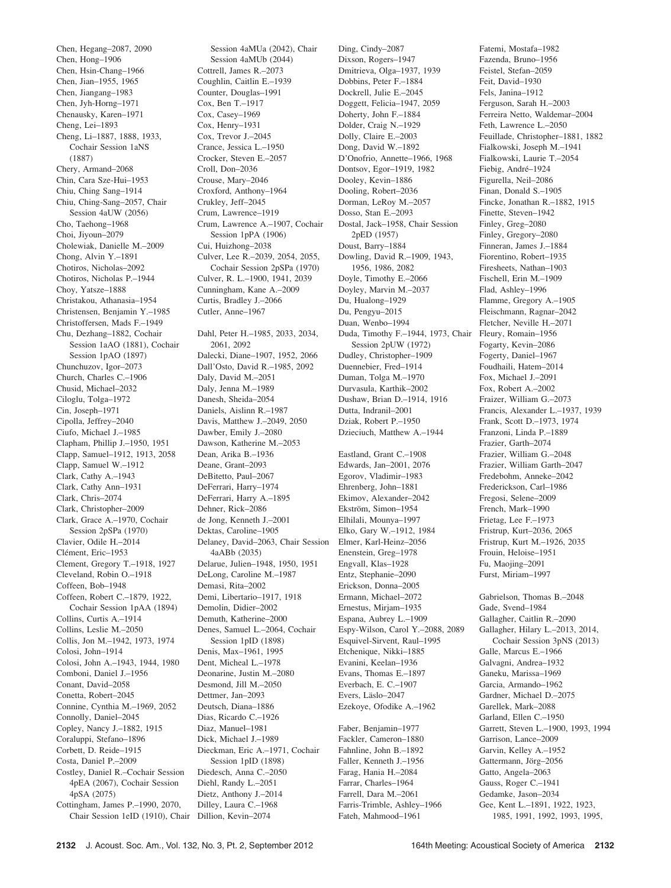Chen, Hegang–2087, 2090
Chen, Hong–1906
Chen, Hsin-Chang–1966
Chen, Jian–1955, 1965
Chen, Jiangang–1983
Chen, Jyh-Horng–1971
Chenausky, Karen–1971
Cheng, Lei–1893
Cheng, Li–1887, 1888, 1933, Cochair Session 1aNS (1887)
Chery, Armand–2068
Chin, Cara Sze-Hui–1953
Chiu, Ching Sang–1914
Chiu, Ching-Sang–2057, Chair Session 4aUW (2056)
Cho, Taehong–1968
Choi, Jiyoun–2079
Cholewiak, Danielle M.–2009
Chong, Alvin Y.–1891
Chotiros, Nicholas–2092
Chotiros, Nicholas P.–1944
Choy, Yatsze–1888
Christakou, Athanasia–1954
Christensen, Benjamin Y.–1985
Christoffersen, Mads F.–1949
Chu, Dezhang–1882, Cochair Session 1aAO (1881), Cochair Session 1pAO (1897)
Chunchuzov, Igor–2073
Church, Charles C.–1906
Chusid, Michael–2032
Ciloglu, Tolga–1972
Cin, Joseph–1971
Cipolla, Jeffrey–2040
Ciufo, Michael J.–1985
Clapham, Phillip J.–1950, 1951
Clapp, Samuel–1912, 1913, 2058
Clapp, Samuel W.–1912
Clark, Cathy A.–1943
Clark, Cathy Ann–1931
Clark, Chris–2074
Clark, Christopher–2009
Clark, Grace A.–1970, Cochair Session 2pSPa (1970)
Clavier, Odile H.–2014
Clément, Eric–1953
Clement, Gregory T.–1918, 1927
Cleveland, Robin O.–1918
Coffeen, Bob–1948
Coffeen, Robert C.–1879, 1922, Cochair Session 1pAA (1894)
Collins, Curtis A.–1914
Collins, Leslie M.–2050
Collis, Jon M.–1942, 1973, 1974
Colosi, John–1914
Colosi, John A.–1943, 1944, 1980
Comboni, Daniel J.–1956
Conant, David–2058
Conetta, Robert–2045
Connine, Cynthia M.–1969, 2052
Connolly, Daniel–2045
Copley, Nancy J.–1882, 1915
Coraluppi, Stefano–1896
Corbett, D. Reide–1915
Costa, Daniel P.–2009
Costley, Daniel R.–Cochair Session 4pEA (2067), Cochair Session 4pSA (2075)
Cottingham, James P.–1990, 2070, Chair Session 1eID (1910), Chair Session 4aMUa (2042), Chair Session 4aMUb (2044)
Cottrell, James R.–2073
Coughlin, Caitlin E.–1939
Counter, Douglas–1991
Cox, Ben T.–1917
Cox, Casey–1969
Cox, Henry–1931
Cox, Trevor J.–2045
Crance, Jessica L.–1950
Crocker, Steven E.–2057
Croll, Don–2036
Crouse, Mary–2046
Croxford, Anthony–1964
Crukley, Jeff–2045
Crum, Lawrence–1919
Crum, Lawrence A.–1907, Cochair Session 1pPA (1906)
Cui, Huizhong–2038
Culver, Lee R.–2039, 2054, 2055, Cochair Session 2pSPa (1970)
Culver, R. L.–1900, 1941, 2039
Cunningham, Kane A.–2009
Curtis, Bradley J.–2066
Cutler, Anne–1967

Dahl, Peter H.–1985, 2033, 2034, 2061, 2092
Dalecki, Diane–1907, 1952, 2066
Dall'Osto, David R.–1985, 2092
Daly, David M.–2051
Daly, Jenna M.–1989
Danesh, Sheida–2054
Daniels, Aislinn R.–1987
Davis, Matthew J.–2049, 2050
Dawber, Emily J.–2080
Dawson, Katherine M.–2053
Dean, Arika B.–1936
Deane, Grant–2093
DeBitetto, Paul–2067
DeFerrari, Harry–1974
DeFerrari, Harry A.–1895
Dehner, Rick–2086
de Jong, Kenneth J.–2001
Dektas, Caroline–1905
Delaney, David–2063, Chair Session 4aABb (2035)
Delarue, Julien–1948, 1950, 1951
DeLong, Caroline M.–1987
Demasi, Rita–2002
Demi, Libertario–1917, 1918
Demolin, Didier–2002
Demuth, Katherine–2000
Denes, Samuel L.–2064, Cochair Session 1pID (1898)
Denis, Max–1961, 1995
Dent, Micheal L.–1978
Deonarine, Justin M.–2080
Desmond, Jill M.–2050
Dettmer, Jan–2093
Deutsch, Diana–1886
Dias, Ricardo C.–1926
Diaz, Manuel–1981
Dick, Michael J.–1989
Dieckman, Eric A.–1971, Cochair Session 1pID (1898)
Diedesch, Anna C.–2050
Diehl, Randy L.–2051
Dietz, Anthony J.–2014
Dilley, Laura C.–1968
Dillion, Kevin–2074
Ding, Cindy–2087
Dixson, Rogers–1947
Dmitrieva, Olga–1937, 1939
Dobbins, Peter F.–1884
Dockrell, Julie E.–2045
Doggett, Felicia–1947, 2059
Doherty, John F.–1884
Dolder, Craig N.–1929
Dolly, Claire E.–2003
Dong, David W.–1892
D'Onofrio, Annette–1966, 1968
Dontsov, Egor–1919, 1982
Dooley, Kevin–1886
Dooling, Robert–2036
Dorman, LeRoy M.–2057
Dosso, Stan E.–2093
Dostal, Jack–1958, Chair Session 2pED (1957)
Doust, Barry–1884
Dowling, David R.–1909, 1943, 1956, 1986, 2082
Doyle, Timothy E.–2066
Doyley, Marvin M.–2037
Du, Hualong–1929
Du, Pengyu–2015
Duan, Wenbo–1994
Duda, Timothy F.–1944, 1973, Chair Session 2pUW (1972)
Dudley, Christopher–1909
Duennebier, Fred–1914
Duman, Tolga M.–1970
Durvasula, Karthik–2002
Dushaw, Brian D.–1914, 1916
Dutta, Indranil–2001
Dziak, Robert P.–1950
Dzieciuch, Matthew A.–1944

Eastland, Grant C.–1908
Edwards, Jan–2001, 2076
Egorov, Vladimir–1983
Ehrenberg, John–1881
Ekimov, Alexander–2042
Ekström, Simon–1954
Elhilali, Mounya–1997
Elko, Gary W.–1912, 1984
Elmer, Karl-Heinz–2056
Enenstein, Greg–1978
Engvall, Klas–1928
Entz, Stephanie–2090
Erickson, Donna–2005
Ermann, Michael–2072
Ernestus, Mirjam–1935
Espana, Aubrey L.–1909
Espy-Wilson, Carol Y.–2088, 2089
Esquivel-Sirvent, Raul–1995
Etchenique, Nikki–1885
Evanini, Keelan–1936
Evans, Thomas E.–1897
Everbach, E. C.–1907
Evers, Läslo–2047
Ezekoye, Ofodike A.–1962

Faber, Benjamin–1977
Fackler, Cameron–1880
Fahnline, John B.–1892
Faller, Kenneth J.–1956
Farag, Hania H.–2084
Farrar, Charles–1964
Farrell, Dara M.–2061
Farris-Trimble, Ashley–1966
Fateh, Mahmood–1961
Fatemi, Mostafa–1982
Fazenda, Bruno–1956
Feistel, Stefan–2059
Feit, David–1930
Fels, Janina–1912
Ferguson, Sarah H.–2003
Ferreira Netto, Waldemar–2004
Feth, Lawrence L.–2050
Feuillade, Christopher–1881, 1882
Fialkowski, Joseph M.–1941
Fialkowski, Laurie T.–2054
Fiebig, André–1924
Figurella, Neil–2086
Finan, Donald S.–1905
Fincke, Jonathan R.–1882, 1915
Finette, Steven–1942
Finley, Greg–2080
Finley, Gregory–2080
Finneran, James J.–1884
Fiorentino, Robert–1935
Firesheets, Nathan–1903
Fischell, Erin M.–1909
Flad, Ashley–1996
Flamme, Gregory A.–1905
Fleischmann, Ragnar–2042
Fletcher, Neville H.–2071
Fleury, Romain–1956
Fogarty, Kevin–2086
Fogerty, Daniel–1967
Foudhaili, Hatem–2014
Fox, Michael J.–2091
Fox, Robert A.–2002
Fraizer, William G.–2073
Francis, Alexander L.–1937, 1939
Frank, Scott D.–1973, 1974
Franzoni, Linda P.–1889
Frazier, Garth–2074
Frazier, William G.–2048
Frazier, William Garth–2047
Fredebohm, Anneke–2042
Frederickson, Carl–1986
Fregosi, Selene–2009
French, Mark–1990
Frietag, Lee F.–1973
Fristrup, Kurt–2036, 2065
Fristrup, Kurt M.–1926, 2035
Frouin, Heloise–1951
Fu, Maojing–2091
Furst, Miriam–1997

Gabrielson, Thomas B.–2048
Gade, Svend–1984
Gallagher, Caitlin R.–2090
Gallagher, Hilary L.–2013, 2014, Cochair Session 3pNS (2013)
Galle, Marcus E.–1966
Galvagni, Andrea–1932
Ganeku, Marissa–1969
Garcia, Armando–1962
Gardner, Michael D.–2075
Garellek, Mark–2088
Garland, Ellen C.–1950
Garrett, Steven L.–1900, 1993, 1994
Garrison, Lance–2009
Garvin, Kelley A.–1952
Gattermann, Jörg–2056
Gatto, Angela–2063
Gauss, Roger C.–1941
Gedamke, Jason–2034
Gee, Kent L.–1891, 1922, 1923, 1985, 1991, 1992, 1993, 1995,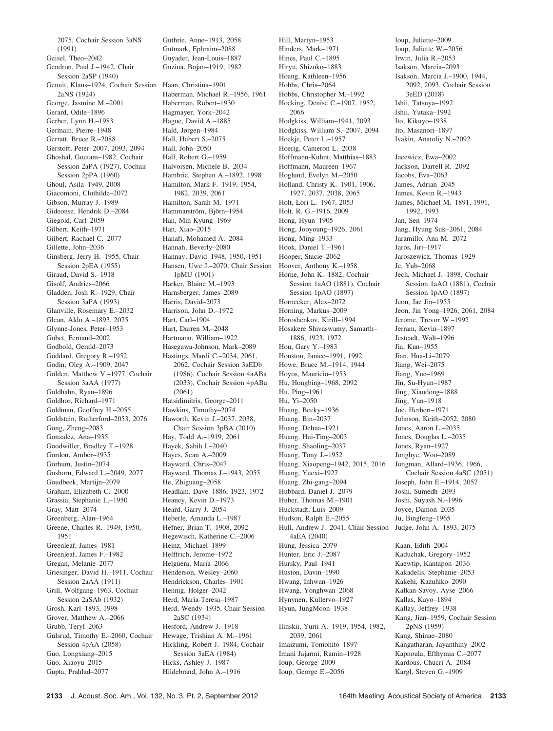2075, Cochair Session 3aNS (1991)
Geisel, Theo–2042
Gendron, Paul J.–1942, Chair Session 2aSP (1940)
Genuit, Klaus–1924, Cochair Session 2aNS (1924)
George, Jasmine M.–2001
Gerard, Odile–1896
Gerber, Lynn H.–1983
Germain, Pierre–1948
Gerratt, Bruce R.–2088
Gerstoft, Peter–2007, 2093, 2094
Ghoshal, Goutam–1982, Cochair Session 2aPA (1927), Cochair Session 2pPA (1960)
Ghoul, Asila–1949, 2008
Giacomoni, Clothilde–2072
Gibson, Murray J.–1989
Gideonse, Hendrik D.–2084
Giegold, Carl–2059
Gilbert, Keith–1971
Gilbert, Rachael C.–2077
Gillette, John–2036
Ginsberg, Jerry H.–1955, Chair Session 2pEA (1955)
Giraud, David S.–1918
Gisolf, Andries–2066
Gladden, Josh R.–1929, Chair Session 3aPA (1993)
Glanville, Rosemary E.–2032
Glean, Aldo A.–1893, 2075
Glynne-Jones, Peter–1953
Gobet, Fernand–2002
Godbold, Gerald–2073
Goddard, Gregory R.–1952
Godin, Oleg A.–1909, 2047
Golden, Matthew V.–1977, Cochair Session 3aAA (1977)
Goldhahn, Ryan–1896
Goldhor, Richard–1971
Goldman, Geoffrey H.–2055
Goldstein, Rutherford–2053, 2076
Gong, Zheng–2083
Gonzalez, Ana–1935
Goodwiller, Bradley T.–1928
Gordon, Amber–1935
Gorhum, Justin–2074
Goshorn, Edward L.–2049, 2077
Goudbeek, Martijn–2079
Graham, Elizabeth C.–2000
Grassia, Stephanie L.–1950
Gray, Matt–2074
Greenberg, Alan–1964
Greene, Charles R.–1949, 1950, 1951
Greenleaf, James–1981
Greenleaf, James F.–1982
Gregan, Melanie–2077
Griesinger, David H.–1911, Cochair Session 2aAA (1911)
Grill, Wolfgang–1963, Cochair Session 2aSAb (1932)
Grosh, Karl–1893, 1998
Grover, Matthew A.–2066
Grubb, Teryl–2063
Gulsrud, Timothy E.–2060, Cochair Session 4pAA (2058)
Guo, Longxiang–2015
Guo, Xiaoyu–2015
Gupta, Prahlad–2077
Guthrie, Anne–1913, 2058
Gutmark, Ephraim–2088
Guyader, Jean-Louis–1887
Guzina, Bojan–1919, 1982

Haan, Christina–1901
Haberman, Michael R.–1956, 1961
Haberman, Robert–1930
Hagmayer, York–2042
Hague, David A.–1885
Hald, Jørgen–1984
Hall, Hubert S.–2075
Hall, John–2050
Hall, Robert G.–1959
Halvorsen, Michele B.–2034
Hambric, Stephen A.–1892, 1998
Hamilton, Mark F.–1919, 1954, 1982, 2039, 2061
Hamilton, Sarah M.–1971
Hammarström, Björn–1954
Han, Min Kyung–1969
Han, Xiao–2015
Hanafi, Mohamed A.–2084
Hannah, Beverly–2080
Hannay, David–1948, 1950, 1951
Hansen, Uwe J.–2070, Chair Session 1pMU (1901)
Harker, Blaine M.–1993
Harnsberger, James–2089
Harris, David–2073
Harrison, John D.–1972
Hart, Carl–1904
Hart, Darren M.–2048
Hartmann, William–1922
Hasegawa-Johnson, Mark–2089
Hastings, Mardi C.–2034, 2061, 2062, Cochair Session 3aEDb (1986), Cochair Session 4aABa (2033), Cochair Session 4pABa (2061)
Hatsidimitris, George–2011
Hawkins, Timothy–2074
Haworth, Kevin J.–2037, 2038, Chair Session 3pBA (2010)
Hay, Todd A.–1919, 2061
Hayek, Sabih I.–2040
Hayes, Sean A.–2009
Hayward, Chris–2047
Hayward, Thomas J.–1943, 2055
He, Zhiguang–2058
Headlam, Dave–1886, 1923, 1972
Heaney, Kevin D.–1973
Heard, Garry J.–2054
Heberle, Amanda L.–1987
Hefner, Brian T.–1908, 2092
Hegewisch, Katherine C.–2006
Heinz, Michael–1899
Helffrich, Jerome–1972
Helguera, María–2066
Henderson, Wesley–2060
Hendrickson, Charles–1901
Hennig, Holger–2042
Herd, Maria-Teresa–1987
Herd, Wendy–1935, Chair Session 2aSC (1934)
Hesford, Andrew J.–1918
Hewage, Trishian A. M.–1961
Hickling, Robert J.–1984, Cochair Session 3aEA (1984)
Hicks, Ashley J.–1987
Hildebrand, John A.–1916
Hill, Martyn–1953
Hinders, Mark–1971
Hines, Paul C.–1895
Hiryu, Shizuko–1883
Hoang, Kathleen–1956
Hobbs, Chris–2064
Hobbs, Christopher M.–1992
Hocking, Denise C.–1907, 1952, 2066
Hodgkiss, William–1941, 2093
Hodgkiss, William S.–2007, 2094
Hoekje, Peter L.–1957
Hoerig, Cameron L.–2038
Hoffmann-Kuhnt, Matthias–1883
Hoffmann, Maureen–1967
Hoglund, Evelyn M.–2050
Holland, Christy K.–1901, 1906, 1927, 2037, 2038, 2065
Holt, Lori L.–1967, 2053
Holt, R. G.–1916, 2009
Hong, Hyun–1905
Hong, Jooyoung–1926, 2061
Hong, Ming–1933
Hook, Daniel T.–1961
Hooper, Stacie–2062
Hoover, Anthony K.–1958
Horne, John K.–1882, Cochair Session 1aAO (1881), Cochair Session 1pAO (1897)
Hornecker, Alex–2072
Horning, Markus–2009
Horoshenkov, Kirill–1994
Hosakere Shivaswamy, Samarth–1886, 1923, 1972
Hou, Gary Y.–1983
Houston, Janice–1991, 1992
Howe, Bruce M.–1914, 1944
Hoyos, Mauricio–1953
Hu, Hongbing–1968, 2092
Hu, Ping–1961
Hu, Yi–2050
Huang, Becky–1936
Huang, Bin–2037
Huang, Dehua–1921
Huang, Hui-Ting–2003
Huang, Shaoling–2037
Huang, Tony J.–1952
Huang, Xiaopeng–1942, 2015, 2016
Huang, Yuexi–1927
Huang, Zhi-gang–2094
Hubbard, Daniel J.–2079
Huber, Thomas M.–1901
Huckstadt, Luis–2009
Hudson, Ralph E.–2055
Hull, Andrew J.–2041, Chair Session 4aEA (2040)
Hung, Jessica–2079
Hunter, Eric J.–2087
Hursky, Paul–1941
Huston, Davin–1990
Hwang, Inhwan–1926
Hwang, Yonghwan–2068
Hynynen, Kullervo–1927
Hyun, JungMoon–1938

Ilinskii, Yurii A.–1919, 1954, 1982, 2039, 2061
Imaizumi, Tomohito–1897
Imani Jajarmi, Ramin–1928
Ioup, George–2009
Ioup, George E.–2056
Ioup, Juliette–2009
Ioup, Juliette W.–2056
Irwin, Julia R.–2053
Isakson, Marcia–2093
Isakson, Marcia J.–1900, 1944, 2092, 2093, Cochair Session 3eED (2018)
Ishii, Tatsuya–1992
Ishii, Yutaka–1992
Ito, Kikuyo–1938
Ito, Masanori–1897
Ivakin, Anatoliy N.–2092

Jacewicz, Ewa–2002
Jackson, Darrell R.–2092
Jacobs, Eva–2063
James, Adrian–2045
James, Kevin R.–1943
James, Michael M.–1891, 1991, 1992, 1993
Jan, Sen–1974
Jang, Hyung Suk–2061, 2084
Jaramillo, Ana M.–2072
Jaros, Jiri–1917
Jaroszewicz, Thomas–1929
Je, Yub–2068
Jech, Michael J.–1898, Cochair Session 1aAO (1881), Cochair Session 1pAO (1897)
Jeon, Jae Jin–1955
Jeon, Jin Yong–1926, 2061, 2084
Jerome, Trevor W.–1992
Jerram, Kevin–1897
Jesteadt, Walt–1996
Jia, Kun–1955
Jian, Hua-Li–2079
Jiang, Wei–2075
Jiang, Yue–1969
Jin, Su-Hyun–1987
Jing, Xiaodong–1888
Jing, Yun–1918
Joe, Herbert–1971
Johnson, Keith–2052, 2080
Jones, Aaron L.–2035
Jones, Douglas L.–2035
Jones, Ryan–1927
Jonghye, Woo–2089
Jongman, Allard–1936, 1966, Cochair Session 4aSC (2051)
Joseph, John E.–1914, 2057
Joshi, Sumedh–2093
Joshi, Suyash N.–1996
Joyce, Damon–2035
Ju, Bingfeng–1965
Judge, John A.–1893, 2075

Kaan, Edith–2004
Kaduchak, Gregory–1952
Kaewtip, Kantapon–2036
Kakadelis, Stephanie–2053
Kakehi, Kazuhiko–2090
Kalkan-Savoy, Ayse–2066
Kallas, Kayo–1894
Kallay, Jeffrey–1938
Kang, Jian–1959, Cochair Session 2pNS (1959)
Kang, Shinae–2080
Kangatharan, Jayanthiny–2002
Kapnoula, Efthymia C.–2077
Kardous, Chucri A.–2084
Kargl, Steven G.–1909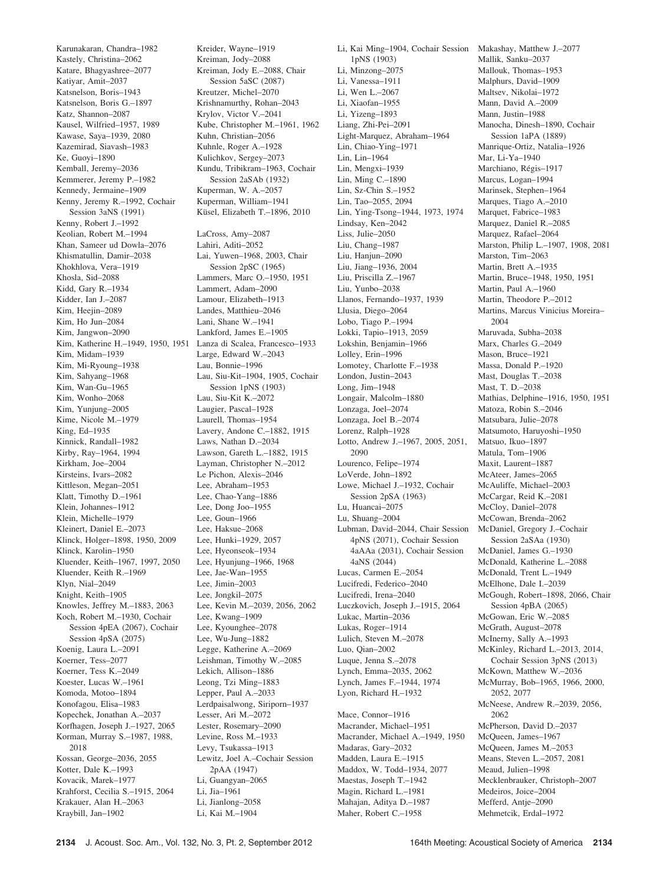Karunakaran, Chandra–1982
Kastely, Christina–2062
Katare, Bhagyashree–2077
Katiyar, Amit–2037
Katsnelson, Boris–1943
Katsnelson, Boris G.–1897
Katz, Shannon–2087
Kausel, Wilfried–1957, 1989
Kawase, Saya–1939, 2080
Kazemirad, Siavash–1983
Ke, Guoyi–1890
Kemball, Jeremy–2036
Kemmerer, Jeremy P.–1982
Kennedy, Jermaine–1909
Kenny, Jeremy R.–1992, Cochair Session 3aNS (1991)
Kenny, Robert J.–1992
Keolian, Robert M.–1994
Khan, Sameer ud Dowla–2076
Khismatullin, Damir–2038
Khokhlova, Vera–1919
Khosla, Sid–2088
Kidd, Gary R.–1934
Kidder, Ian J.–2087
Kim, Heejin–2089
Kim, Ho Jun–2084
Kim, Jangwon–2090
Kim, Katherine H.–1949, 1950, 1951
Kim, Midam–1939
Kim, Mi-Ryoung–1938
Kim, Sahyang–1968
Kim, Wan-Gu–1965
Kim, Wonho–2068
Kim, Yunjung–2005
Kime, Nicole M.–1979
King, Ed–1935
Kinnick, Randall–1982
Kirby, Ray–1964, 1994
Kirkham, Joe–2004
Kirsteins, Ivars–2082
Kittleson, Megan–2051
Klatt, Timothy D.–1961
Klein, Johannes–1912
Klein, Michelle–1979
Kleinert, Daniel E.–2073
Klinck, Holger–1898, 1950, 2009
Klinck, Karolin–1950
Kluender, Keith–1967, 1997, 2050
Kluender, Keith R.–1969
Klyn, Nial–2049
Knight, Keith–1905
Knowles, Jeffrey M.–1883, 2063
Koch, Robert M.–1930, Cochair Session 4pEA (2067), Cochair Session 4pSA (2075)
Koenig, Laura L.–2091
Koerner, Tess–2077
Koerner, Tess K.–2049
Koester, Lucas W.–1961
Komoda, Motoo–1894
Konofagou, Elisa–1983
Kopechek, Jonathan A.–2037
Korfhagen, Joseph J.–1927, 2065
Korman, Murray S.–1987, 1988, 2018
Kossan, George–2036, 2055
Kotter, Dale K.–1993
Kovacik, Marek–1977
Krahforst, Cecilia S.–1915, 2064
Krakauer, Alan H.–2063
Kraybill, Jan–1902
Kreider, Wayne–1919
Kreiman, Jody–2088
Kreiman, Jody E.–2088, Chair Session 5aSC (2087)
Kreutzer, Michel–2070
Krishnamurthy, Rohan–2043
Krylov, Victor V.–2041
Kube, Christopher M.–1961, 1962
Kuhn, Christian–2056
Kuhnle, Roger A.–1928
Kulichkov, Sergey–2073
Kundu, Tribikram–1963, Cochair Session 2aSAb (1932)
Kuperman, W. A.–2057
Kuperman, William–1941
Küsel, Elizabeth T.–1896, 2010

LaCross, Amy–2087
Lahiri, Aditi–2052
Lai, Yuwen–1968, 2003, Chair Session 2pSC (1965)
Lammers, Marc O.–1950, 1951
Lammert, Adam–2090
Lamour, Elizabeth–1913
Landes, Matthieu–2046
Lani, Shane W.–1941
Lankford, James E.–1905
Lanza di Scalea, Francesco–1933
Large, Edward W.–2043
Lau, Bonnie–1996
Lau, Siu-Kit–1904, 1905, Cochair Session 1pNS (1903)
Lau, Siu-Kit K.–2072
Laugier, Pascal–1928
Laurell, Thomas–1954
Lavery, Andone C.–1882, 1915
Laws, Nathan D.–2034
Lawson, Gareth L.–1882, 1915
Layman, Christopher N.–2012
Le Pichon, Alexis–2046
Lee, Abraham–1953
Lee, Chao-Yang–1886
Lee, Dong Joo–1955
Lee, Goun–1966
Lee, Haksue–2068
Lee, Hunki–1929, 2057
Lee, Hyeonseok–1934
Lee, Hyunjung–1966, 1968
Lee, Jae-Wan–1955
Lee, Jimin–2003
Lee, Jongkil–2075
Lee, Kevin M.–2039, 2056, 2062
Lee, Kwang–1909
Lee, Kyounghee–2078
Lee, Wu-Jung–1882
Legge, Katherine A.–2069
Leishman, Timothy W.–2085
Lekich, Allison–1886
Leong, Tzi Ming–1883
Lepper, Paul A.–2033
Lerdpaisalwong, Siriporn–1937
Lesser, Ari M.–2072
Lester, Rosemary–2090
Levine, Ross M.–1933
Levy, Tsukassa–1913
Lewitz, Joel A.–Cochair Session 2pAA (1947)
Li, Guangyan–2065
Li, Jia–1961
Li, Jianlong–2058
Li, Kai M.–1904
Li, Kai Ming–1904, Cochair Session 1pNS (1903)
Li, Minzong–2075
Li, Vanessa–1911
Li, Wen L.–2067
Li, Xiaofan–1955
Li, Yizeng–1893
Liang, Zhi-Pei–2091
Light-Marquez, Abraham–1964
Lin, Chiao-Ying–1971
Lin, Lin–1964
Lin, Mengxi–1939
Lin, Ming C.–1890
Lin, Sz-Chin S.–1952
Lin, Tao–2055, 2094
Lin, Ying-Tsong–1944, 1973, 1974
Lindsay, Ken–2042
Liss, Julie–2050
Liu, Chang–1987
Liu, Hanjun–2090
Liu, Jiang–1936, 2004
Liu, Priscilla Z.–1967
Liu, Yunbo–2038
Llanos, Fernando–1937, 1939
Llusia, Diego–2064
Lobo, Tiago P.–1994
Lokki, Tapio–1913, 2059
Lokshin, Benjamin–1966
Lolley, Erin–1996
Lomotey, Charlotte F.–1938
London, Justin–2043
Long, Jim–1948
Longair, Malcolm–1880
Lonzaga, Joel–2074
Lonzaga, Joel B.–2074
Lorenz, Ralph–1928
Lotto, Andrew J.–1967, 2005, 2051, 2090
Lourenco, Felipe–1974
LoVerde, John–1892
Lowe, Michael J.–1932, Cochair Session 2pSA (1963)
Lu, Huancai–2075
Lu, Shuang–2004
Lubman, David–2044, Chair Session 4pNS (2071), Cochair Session 4aAAa (2031), Cochair Session 4aNS (2044)
Lucas, Carmen E.–2054
Lucifredi, Federico–2040
Lucifredi, Irena–2040
Luczkovich, Joseph J.–1915, 2064
Lukac, Martin–2036
Lukas, Roger–1914
Lulich, Steven M.–2078
Luo, Qian–2002
Luque, Jenna S.–2078
Lynch, Emma–2035, 2062
Lynch, James F.–1944, 1974
Lyon, Richard H.–1932

Mace, Connor–1916
Macrander, Michael–1951
Macrander, Michael A.–1949, 1950
Madaras, Gary–2032
Madden, Laura E.–1915
Maddox, W. Todd–1934, 2077
Maestas, Joseph T.–1942
Magin, Richard L.–1981
Mahajan, Aditya D.–1987
Maher, Robert C.–1958
Makashay, Matthew J.–2077
Mallik, Sanku–2037
Mallouk, Thomas–1953
Malphurs, David–1909
Maltsev, Nikolai–1972
Mann, David A.–2009
Mann, Justin–1988
Manocha, Dinesh–1890, Cochair Session 1aPA (1889)
Manrique-Ortiz, Natalia–1926
Mar, Li-Ya–1940
Marchiano, Régis–1917
Marcus, Logan–1994
Marinsek, Stephen–1964
Marques, Tiago A.–2010
Marquet, Fabrice–1983
Marquez, Daniel R.–2085
Marquez, Rafael–2064
Marston, Philip L.–1907, 1908, 2081
Marston, Tim–2063
Martin, Brett A.–1935
Martin, Bruce–1948, 1950, 1951
Martin, Paul A.–1960
Martin, Theodore P.–2012
Martins, Marcus Vinicius Moreira–2004
Maruvada, Subha–2038
Marx, Charles G.–2049
Mason, Bruce–1921
Massa, Donald P.–1920
Mast, Douglas T.–2038
Mast, T. D.–2038
Mathias, Delphine–1916, 1950, 1951
Matoza, Robin S.–2046
Matsubara, Julie–2078
Matsumoto, Haruyoshi–1950
Matsuo, Ikuo–1897
Matula, Tom–1906
Maxit, Laurent–1887
McAteer, James–2065
McAuliffe, Michael–2003
McCargar, Reid K.–2081
McCloy, Daniel–2078
McCowan, Brenda–2062
McDaniel, Gregory J.–Cochair Session 2aSAa (1930)
McDaniel, James G.–1930
McDonald, Katherine L.–2088
McDonald, Trent L.–1949
McElhone, Dale I.–2039
McGough, Robert–1898, 2066, Chair Session 4pBA (2065)
McGowan, Eric W.–2085
McGrath, August–2078
McInerny, Sally A.–1993
McKinley, Richard L.–2013, 2014, Cochair Session 3pNS (2013)
McKown, Matthew W.–2036
McMurray, Bob–1965, 1966, 2000, 2052, 2077
McNeese, Andrew R.–2039, 2056, 2062
McPherson, David D.–2037
McQueen, James–1967
McQueen, James M.–2053
Means, Steven L.–2057, 2081
Meaud, Julien–1998
Mecklenbrauker, Christoph–2007
Medeiros, Joice–2004
Mefferd, Antje–2090
Mehmetcik, Erdal–1972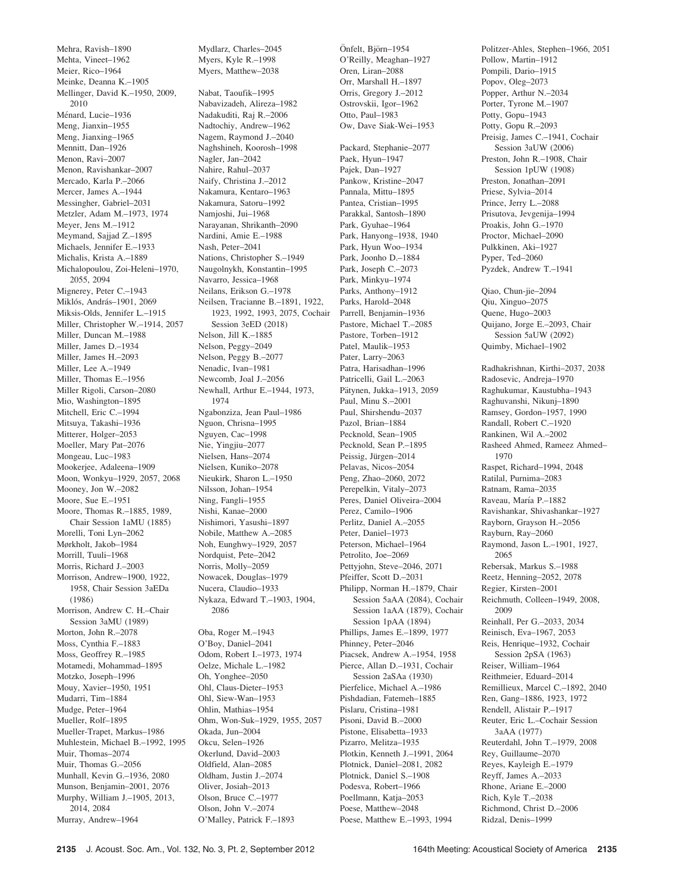Mehra, Ravish–1890
Mehta, Vineet–1962
Meier, Rico–1964
Meinke, Deanna K.–1905
Mellinger, David K.–1950, 2009, 2010
Ménard, Lucie–1936
Meng, Jianxin–1955
Meng, Jianxing–1965
Mennitt, Dan–1926
Menon, Ravi–2007
Menon, Ravishankar–2007
Mercado, Karla P.–2066
Mercer, James A.–1944
Messingher, Gabriel–2031
Metzler, Adam M.–1973, 1974
Meyer, Jens M.–1912
Meymand, Sajjad Z.–1895
Michaels, Jennifer E.–1933
Michalis, Krista A.–1889
Michalopoulou, Zoi-Heleni–1970, 2055, 2094
Mignerey, Peter C.–1943
Miklós, András–1901, 2069
Miksis-Olds, Jennifer L.–1915
Miller, Christopher W.–1914, 2057
Miller, Duncan M.–1988
Miller, James D.–1934
Miller, James H.–2093
Miller, Lee A.–1949
Miller, Thomas E.–1956
Miller Rigoli, Carson–2080
Mio, Washington–1895
Mitchell, Eric C.–1994
Mitsuya, Takashi–1936
Mitterer, Holger–2053
Moeller, Mary Pat–2076
Mongeau, Luc–1983
Mookerjee, Adaleena–1909
Moon, Wonkyu–1929, 2057, 2068
Mooney, Jon W.–2082
Moore, Sue E.–1951
Moore, Thomas R.–1885, 1989, Chair Session 1aMU (1885)
Morelli, Toni Lyn–2062
Mørkholt, Jakob–1984
Morrill, Tuuli–1968
Morris, Richard J.–2003
Morrison, Andrew–1900, 1922, 1958, Chair Session 3aEDa (1986)
Morrison, Andrew C. H.–Chair Session 3aMU (1989)
Morton, John R.–2078
Moss, Cynthia F.–1883
Moss, Geoffrey R.–1985
Motamedi, Mohammad–1895
Motzko, Joseph–1996
Mouy, Xavier–1950, 1951
Mudarri, Tim–1884
Mudge, Peter–1964
Mueller, Rolf–1895
Mueller-Trapet, Markus–1986
Muhlestein, Michael B.–1992, 1995
Muir, Thomas–2074
Muir, Thomas G.–2056
Munhall, Kevin G.–1936, 2080
Munson, Benjamin–2001, 2076
Murphy, William J.–1905, 2013, 2014, 2084
Murray, Andrew–1964

Mydlarz, Charles–2045
Myers, Kyle R.–1998
Myers, Matthew–2038

Nabat, Taoufik–1995
Nabavizadeh, Alireza–1982
Nadakuditi, Raj R.–2006
Nadtochiy, Andrew–1962
Nagem, Raymond J.–2040
Naghshineh, Koorosh–1998
Nagler, Jan–2042
Nahire, Rahul–2037
Naify, Christina J.–2012
Nakamura, Kentaro–1963
Nakamura, Satoru–1992
Namjoshi, Jui–1968
Narayanan, Shrikanth–2090
Nardini, Amie E.–1988
Nash, Peter–2041
Nations, Christopher S.–1949
Naugolnykh, Konstantin–1995
Navarro, Jessica–1968
Neilans, Erikson G.–1978
Neilsen, Tracianne B.–1891, 1922, 1923, 1992, 1993, 2075, Cochair Session 3eED (2018)
Nelson, Jill K.–1885
Nelson, Peggy–2049
Nelson, Peggy B.–2077
Nenadic, Ivan–1981
Newcomb, Joal J.–2056
Newhall, Arthur E.–1944, 1973, 1974
Ngabonziza, Jean Paul–1986
Nguon, Chrisna–1995
Nguyen, Cac–1998
Nie, Yingjiu–2077
Nielsen, Hans–2074
Nielsen, Kuniko–2078
Nieukirk, Sharon L.–1950
Nilsson, Johan–1954
Ning, Fangli–1955
Nishi, Kanae–2000
Nishimori, Yasushi–1897
Nobile, Matthew A.–2085
Noh, Eunghwy–1929, 2057
Nordquist, Pete–2042
Norris, Molly–2059
Nowacek, Douglas–1979
Nucera, Claudio–1933
Nykaza, Edward T.–1903, 1904, 2086

Oba, Roger M.–1943
O'Boy, Daniel–2041
Odom, Robert I.–1973, 1974
Oelze, Michale L.–1982
Oh, Yonghee–2050
Ohl, Claus-Dieter–1953
Ohl, Siew-Wan–1953
Ohlin, Mathias–1954
Ohm, Won-Suk–1929, 1955, 2057
Okada, Jun–2004
Okcu, Selen–1926
Okerlund, David–2003
Oldfield, Alan–2085
Oldham, Justin J.–2074
Oliver, Josiah–2013
Olson, Bruce C.–1977
Olson, John V.–2074
O'Malley, Patrick F.–1893

Önfelt, Björn–1954
O'Reilly, Meaghan–1927
Oren, Liran–2088
Orr, Marshall H.–1897
Orris, Gregory J.–2012
Ostrovskii, Igor–1962
Otto, Paul–1983
Ow, Dave Siak-Wei–1953

Packard, Stephanie–2077
Paek, Hyun–1947
Pajek, Dan–1927
Pankow, Kristine–2047
Pannala, Mittu–1895
Pantea, Cristian–1995
Parakkal, Santosh–1890
Park, Gyuhae–1964
Park, Hanyong–1938, 1940
Park, Hyun Woo–1934
Park, Joonho D.–1884
Park, Joseph C.–2073
Park, Minkyu–1974
Parks, Anthony–1912
Parks, Harold–2048
Parrell, Benjamin–1936
Pastore, Michael T.–2085
Pastore, Torben–1912
Patel, Maulik–1953
Pater, Larry–2063
Patra, Harisadhan–1996
Patricelli, Gail L.–2063
Pätynen, Jukka–1913, 2059
Paul, Minu S.–2001
Paul, Shirshendu–2037
Pazol, Brian–1884
Pecknold, Sean–1905
Pecknold, Sean P.–1895
Peissig, Jürgen–2014
Pelavas, Nicos–2054
Peng, Zhao–2060, 2072
Perepelkin, Vitaly–2073
Peres, Daniel Oliveira–2004
Perez, Camilo–1906
Perlitz, Daniel A.–2055
Peter, Daniel–1973
Peterson, Michael–1964
Petrolito, Joe–2069
Pettyjohn, Steve–2046, 2071
Pfeiffer, Scott D.–2031
Philipp, Norman H.–1879, Chair Session 5aAA (2084), Cochair Session 1aAA (1879), Cochair Session 1pAA (1894)
Phillips, James E.–1899, 1977
Phinney, Peter–2046
Piacsek, Andrew A.–1954, 1958
Pierce, Allan D.–1931, Cochair Session 2aSAa (1930)
Pierfelice, Michael A.–1986
Pishdadian, Fatemeh–1885
Pislaru, Cristina–1981
Pisoni, David B.–2000
Pistone, Elisabetta–1933
Pizarro, Melitza–1935
Plotkin, Kenneth J.–1991, 2064
Plotnick, Daniel–2081, 2082
Plotnick, Daniel S.–1908
Podesva, Robert–1966
Poellmann, Katja–2053
Poese, Matthew–2048
Poese, Matthew E.–1993, 1994

Politzer-Ahles, Stephen–1966, 2051
Pollow, Martin–1912
Pompili, Dario–1915
Popov, Oleg–2073
Popper, Arthur N.–2034
Porter, Tyrone M.–1907
Potty, Gopu–1943
Potty, Gopu R.–2093
Preisig, James C.–1941, Cochair Session 3aUW (2006)
Preston, John R.–1908, Chair Session 1pUW (1908)
Preston, Jonathan–2091
Priese, Sylvia–2014
Prince, Jerry L.–2088
Prisutova, Jevgenija–1994
Proakis, John G.–1970
Proctor, Michael–2090
Pulkkinen, Aki–1927
Pyper, Ted–2060
Pyzdek, Andrew T.–1941

Qiao, Chun-jie–2094
Qiu, Xinguo–2075
Quene, Hugo–2003
Quijano, Jorge E.–2093, Chair Session 5aUW (2092)
Quimby, Michael–1902

Radhakrishnan, Kirthi–2037, 2038
Radosevic, Andreja–1970
Raghukumar, Kaustubha–1943
Raghuvanshi, Nikunj–1890
Ramsey, Gordon–1957, 1990
Randall, Robert C.–1920
Rankinen, Wil A.–2002
Rasheed Ahmed, Rameez Ahmed–1970
Raspet, Richard–1994, 2048
Ratilal, Purnima–2083
Ratnam, Rama–2035
Raveau, María P.–1882
Ravishankar, Shivashankar–1927
Rayborn, Grayson H.–2056
Rayburn, Ray–2060
Raymond, Jason L.–1901, 1927, 2065
Rebersak, Markus S.–1988
Reetz, Henning–2052, 2078
Regier, Kirsten–2001
Reichmuth, Colleen–1949, 2008, 2009
Reinhall, Per G.–2033, 2034
Reinisch, Eva–1967, 2053
Reis, Henrique–1932, Cochair Session 2pSA (1963)
Reiser, William–1964
Reithmeier, Eduard–2014
Remillieux, Marcel C.–1892, 2040
Ren, Gang–1886, 1923, 1972
Rendell, Alistair P.–1917
Reuter, Eric L.–Cochair Session 3aAA (1977)
Reuterdahl, John T.–1979, 2008
Rey, Guillaume–2070
Reyes, Kayleigh E.–1979
Reyff, James A.–2033
Rhone, Ariane E.–2000
Rich, Kyle T.–2038
Richmond, Christ D.–2006
Ridzal, Denis–1999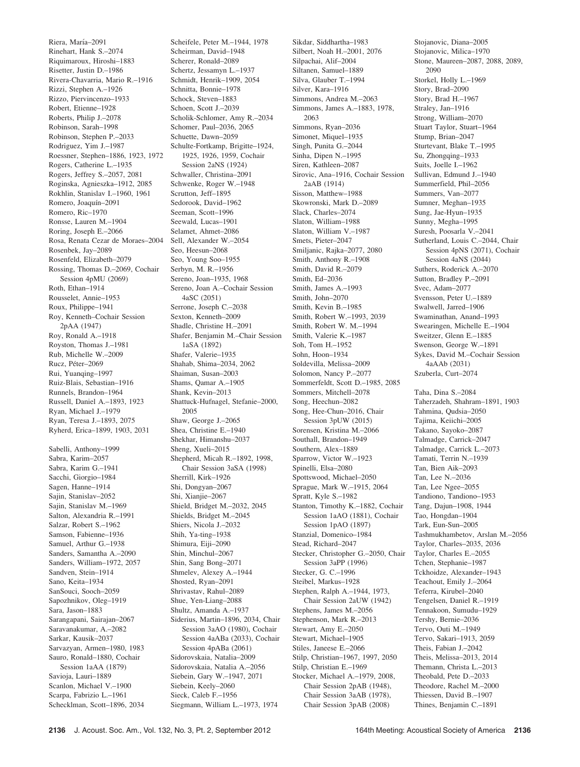Riera, María–2091
Rinehart, Hank S.–2074
Riquimaroux, Hiroshi–1883
Risetter, Justin D.–1986
Rivera-Chavarria, Mario R.–1916
Rizzi, Stephen A.–1926
Rizzo, Piervincenzo–1933
Robert, Etienne–1928
Roberts, Philip J.–2078
Robinson, Sarah–1998
Robinson, Stephen P.–2033
Rodriguez, Yim J.–1987
Roessner, Stephen–1886, 1923, 1972
Rogers, Catherine L.–1935
Rogers, Jeffrey S.–2057, 2081
Roginska, Agnieszka–1912, 2085
Rokhlin, Stanislav I.–1960, 1961
Romero, Joaquín–2091
Romero, Ric–1970
Ronsse, Lauren M.–1904
Roring, Joseph E.–2066
Rosa, Renata Cezar de Moraes–2004
Rosenbek, Jay–2089
Rosenfeld, Elizabeth–2079
Rossing, Thomas D.–2069, Cochair Session 4pMU (2069)
Roth, Ethan–1914
Rousselet, Annie–1953
Roux, Philippe–1941
Roy, Kenneth–Cochair Session 2pAA (1947)
Roy, Ronald A.–1918
Royston, Thomas J.–1981
Rub, Michelle W.–2009
Rucz, Péter–2069
Rui, Yuanqing–1997
Ruiz-Blais, Sebastian–1916
Runnels, Brandon–1964
Russell, Daniel A.–1893, 1923
Ryan, Michael J.–1979
Ryan, Teresa J.–1893, 2075
Ryherd, Erica–1899, 1903, 2031

Sabelli, Anthony–1999
Sabra, Karim–2057
Sabra, Karim G.–1941
Sacchi, Giorgio–1984
Sagen, Hanne–1914
Sajin, Stanislav–2052
Sajin, Stanislav M.–1969
Salton, Alexandria R.–1991
Salzar, Robert S.–1962
Samson, Fabienne–1936
Samuel, Arthur G.–1938
Sanders, Samantha A.–2090
Sanders, William–1972, 2057
Sandven, Stein–1914
Sano, Keita–1934
SanSouci, Sooch–2059
Sapozhnikov, Oleg–1919
Sara, Jason–1883
Sarangapani, Sairajan–2067
Saravanakumar, A.–2082
Sarkar, Kausik–2037
Sarvazyan, Armen–1980, 1983
Sauro, Ronald–1880, Cochair Session 1aAA (1879)
Savioja, Lauri–1889
Scanlon, Michael V.–1900
Scarpa, Fabrizio L.–1961
Schecklman, Scott–1896, 2034
Scheifele, Peter M.–1944, 1978
Scheirman, David–1948
Scherer, Ronald–2089
Schertz, Jessamyn L.–1937
Schmidt, Henrik–1909, 2054
Schnitta, Bonnie–1978
Schock, Steven–1883
Schoen, Scott J.–2039
Scholik-Schlomer, Amy R.–2034
Schomer, Paul–2036, 2065
Schuette, Dawn–2059
Schulte-Fortkamp, Brigitte–1924, 1925, 1926, 1959, Cochair Session 2aNS (1924)
Schwaller, Christina–2091
Schwenke, Roger W.–1948
Scrutton, Jeff–1895
Sedorook, David–1962
Seeman, Scott–1996
Seewald, Lucas–1901
Selamet, Ahmet–2086
Sell, Alexander W.–2054
Seo, Heesun–2068
Seo, Young Soo–1955
Serbyn, M. R.–1956
Sereno, Joan–1935, 1968
Sereno, Joan A.–Cochair Session 4aSC (2051)
Serrone, Joseph C.–2038
Sexton, Kenneth–2009
Shadle, Christine H.–2091
Shafer, Benjamin M.–Chair Session 1aSA (1892)
Shafer, Valerie–1935
Shahab, Shima–2034, 2062
Shaiman, Susan–2003
Shams, Qamar A.–1905
Shank, Kevin–2013
Shattuck-Hufnagel, Stefanie–2000, 2005
Shaw, George J.–2065
Shea, Christine E.–1940
Shekhar, Himanshu–2037
Sheng, Xueli–2015
Shepherd, Micah R.–1892, 1998, Chair Session 3aSA (1998)
Sherrill, Kirk–1926
Shi, Dongyan–2067
Shi, Xianjie–2067
Shield, Bridget M.–2032, 2045
Shields, Bridget M.–2045
Shiers, Nicola J.–2032
Shih, Ya-ting–1938
Shimura, Eiji–2090
Shin, Minchul–2067
Shin, Sang Bong–2071
Shmelev, Alexey A.–1944
Shosted, Ryan–2091
Shrivastav, Rahul–2089
Shue, Yen-Liang–2088
Shultz, Amanda A.–1937
Siderius, Martin–1896, 2034, Chair Session 3aAO (1980), Cochair Session 4aABa (2033), Cochair Session 4pABa (2061)
Sidorovskaia, Natalia–2009
Sidorovskaia, Natalia A.–2056
Siebein, Gary W.–1947, 2071
Siebein, Keely–2060
Sieck, Caleb F.–1956
Siegmann, William L.–1973, 1974
Sikdar, Siddhartha–1983
Silbert, Noah H.–2001, 2076
Silpachai, Alif–2004
Siltanen, Samuel–1889
Silva, Glauber T.–1994
Silver, Kara–1916
Simmons, Andrea M.–2063
Simmons, James A.–1883, 1978, 2063
Simmons, Ryan–2036
Simonet, Miquel–1935
Singh, Punita G.–2044
Sinha, Dipen N.–1995
Siren, Kathleen–2087
Sirovic, Ana–1916, Cochair Session 2aAB (1914)
Sisson, Matthew–1988
Skowronski, Mark D.–2089
Slack, Charles–2074
Slaton, William–1988
Slaton, William V.–1987
Smets, Pieter–2047
Smiljanic, Rajka–2077, 2080
Smith, Anthony R.–1908
Smith, David R.–2079
Smith, Ed–2036
Smith, James A.–1993
Smith, John–2070
Smith, Kevin B.–1985
Smith, Robert W.–1993, 2039
Smith, Robert W. M.–1994
Smith, Valerie K.–1987
Soh, Tom H.–1952
Sohn, Hoon–1934
Soldevilla, Melissa–2009
Solomon, Nancy P.–2077
Sommerfeldt, Scott D.–1985, 2085
Sommers, Mitchell–2078
Song, Heechun–2082
Song, Hee-Chun–2016, Chair Session 3pUW (2015)
Sorensen, Kristina M.–2066
Southall, Brandon–1949
Southern, Alex–1889
Sparrow, Victor W.–1923
Spinelli, Elsa–2080
Spottswood, Michael–2050
Sprague, Mark W.–1915, 2064
Spratt, Kyle S.–1982
Stanton, Timothy K.–1882, Cochair Session 1aAO (1881), Cochair Session 1pAO (1897)
Stanzial, Domenico–1984
Stead, Richard–2047
Stecker, Christopher G.–2050, Chair Session 3aPP (1996)
Stecker, G. C.–1996
Steibel, Markus–1928
Stephen, Ralph A.–1944, 1973, Chair Session 2aUW (1942)
Stephens, James M.–2056
Stephenson, Mark R.–2013
Stewart, Amy E.–2050
Stewart, Michael–1905
Stiles, Janeese E.–2066
Stilp, Christian–1967, 1997, 2050
Stilp, Christian E.–1969
Stocker, Michael A.–1979, 2008, Chair Session 2pAB (1948), Chair Session 3aAB (1978), Chair Session 3pAB (2008)
Stojanovic, Diana–2005
Stojanovic, Milica–1970
Stone, Maureen–2087, 2088, 2089, 2090
Storkel, Holly L.–1969
Story, Brad–2090
Story, Brad H.–1967
Straley, Jan–1916
Strong, William–2070
Stuart Taylor, Stuart–1964
Stump, Brian–2047
Sturtevant, Blake T.–1995
Su, Zhongqing–1933
Suits, Joelle I.–1962
Sullivan, Edmund J.–1940
Summerfield, Phil–2056
Summers, Van–2077
Sumner, Meghan–1935
Sung, Jae-Hyun–1935
Sunny, Megha–1995
Suresh, Poosarla V.–2041
Sutherland, Louis C.–2044, Chair Session 4pNS (2071), Cochair Session 4aNS (2044)
Suthers, Roderick A.–2070
Sutton, Bradley P.–2091
Svec, Adam–2077
Svensson, Peter U.–1889
Swalwell, Jarred–1906
Swaminathan, Anand–1993
Swearingen, Michelle E.–1904
Sweitzer, Glenn E.–1885
Swenson, George W.–1891
Sykes, David M.–Cochair Session 4aAAb (2031)
Szuberla, Curt–2074

Taha, Dina S.–2084
Taherzadeh, Shahram–1891, 1903
Tahmina, Qudsia–2050
Tajima, Keiichi–2005
Takano, Sayoko–2087
Talmadge, Carrick–2047
Talmadge, Carrick L.–2073
Tamati, Terrin N.–1939
Tan, Bien Aik–2093
Tan, Lee N.–2036
Tan, Lee Ngee–2055
Tandiono, Tandiono–1953
Tang, Dajun–1908, 1944
Tao, Hongdan–1904
Tark, Eun-Sun–2005
Tashmukhambetov, Arslan M.–2056
Taylor, Charles–2035, 2036
Taylor, Charles E.–2055
Tchen, Stephanie–1987
Tckhoidze, Alexander–1943
Teachout, Emily J.–2064
Teferra, Kirubel–2040
Tengelsen, Daniel R.–1919
Tennakoon, Sumudu–1929
Tershy, Bernie–2036
Tervo, Outi M.–1949
Tervo, Sakari–1913, 2059
Theis, Fabian J.–2042
Theis, Melissa–2013, 2014
Themann, Christa L.–2013
Theobald, Pete D.–2033
Theodore, Rachel M.–2000
Thiessen, David B.–1907
Thines, Benjamin C.–1891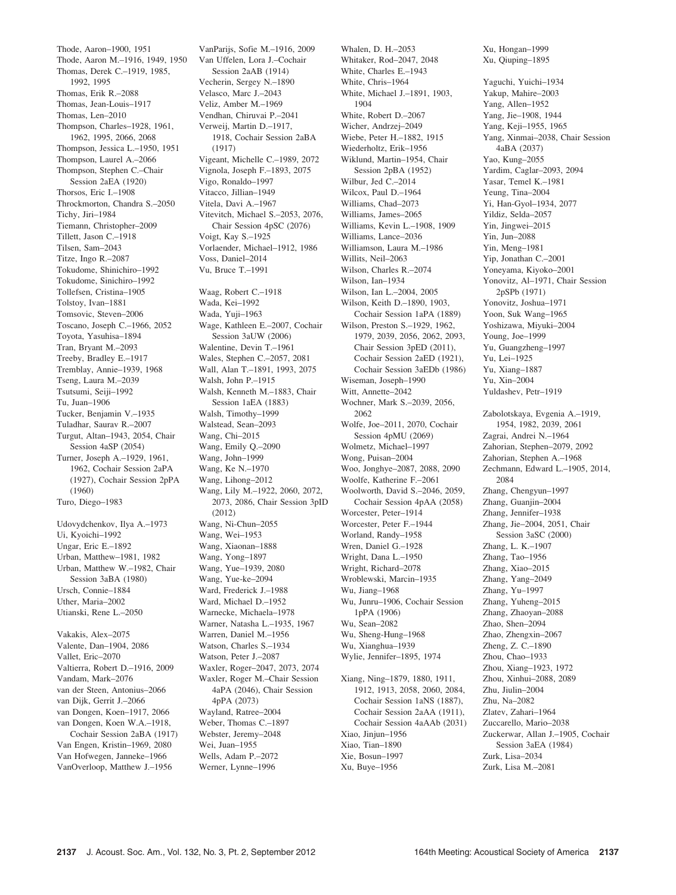Thode, Aaron–1900, 1951
Thode, Aaron M.–1916, 1949, 1950
Thomas, Derek C.–1919, 1985, 1992, 1995
Thomas, Erik R.–2088
Thomas, Jean-Louis–1917
Thomas, Len–2010
Thompson, Charles–1928, 1961, 1962, 1995, 2066, 2068
Thompson, Jessica L.–1950, 1951
Thompson, Laurel A.–2066
Thompson, Stephen C.–Chair Session 2aEA (1920)
Thorsos, Eric I.–1908
Throckmorton, Chandra S.–2050
Tichy, Jiri–1984
Tiemann, Christopher–2009
Tillett, Jason C.–1918
Tilsen, Sam–2043
Titze, Ingo R.–2087
Tokudome, Shinichiro–1992
Tokudome, Sinichiro–1992
Tollefsen, Cristina–1905
Tolstoy, Ivan–1881
Tomsovic, Steven–2006
Toscano, Joseph C.–1966, 2052
Toyota, Yasuhisa–1894
Tran, Bryant M.–2093
Treeby, Bradley E.–1917
Tremblay, Annie–1939, 1968
Tseng, Laura M.–2039
Tsutsumi, Seiji–1992
Tu, Juan–1906
Tucker, Benjamin V.–1935
Tuladhar, Saurav R.–2007
Turgut, Altan–1943, 2054, Chair Session 4aSP (2054)
Turner, Joseph A.–1929, 1961, 1962, Cochair Session 2aPA (1927), Cochair Session 2pPA (1960)
Turo, Diego–1983

Udovydchenkov, Ilya A.–1973
Ui, Kyoichi–1992
Ungar, Eric E.–1892
Urban, Matthew–1981, 1982
Urban, Matthew W.–1982, Chair Session 3aBA (1980)
Ursch, Connie–1884
Uther, Maria–2002
Utianski, Rene L.–2050

Vakakis, Alex–2075
Valente, Dan–1904, 2086
Vallet, Eric–2070
Valtierra, Robert D.–1916, 2009
Vandam, Mark–2076
van der Steen, Antonius–2066
van Dijk, Gerrit J.–2066
van Dongen, Koen–1917, 2066
van Dongen, Koen W.A.–1918, Cochair Session 2aBA (1917)
Van Engen, Kristin–1969, 2080
Van Hofwegen, Janneke–1966
VanOverloop, Matthew J.–1956
VanParijs, Sofie M.–1916, 2009
Van Uffelen, Lora J.–Cochair Session 2aAB (1914)
Vecherin, Sergey N.–1890
Velasco, Marc J.–2043
Veliz, Amber M.–1969
Vendhan, Chiruvai P.–2041
Verweij, Martin D.–1917, 1918, Cochair Session 2aBA (1917)
Vigeant, Michelle C.–1989, 2072
Vignola, Joseph F.–1893, 2075
Vigo, Ronaldo–1997
Vitacco, Jillian–1949
Vitela, Davi A.–1967
Vitevitch, Michael S.–2053, 2076, Chair Session 4pSC (2076)
Voigt, Kay S.–1925
Vorlaender, Michael–1912, 1986
Voss, Daniel–2014
Vu, Bruce T.–1991

Waag, Robert C.–1918
Wada, Kei–1992
Wada, Yuji–1963
Wage, Kathleen E.–2007, Cochair Session 3aUW (2006)
Walentine, Devin T.–1961
Wales, Stephen C.–2057, 2081
Wall, Alan T.–1891, 1993, 2075
Walsh, John P.–1915
Walsh, Kenneth M.–1883, Chair Session 1aEA (1883)
Walsh, Timothy–1999
Walstead, Sean–2093
Wang, Chi–2015
Wang, Emily Q.–2090
Wang, John–1999
Wang, Ke N.–1970
Wang, Lihong–2012
Wang, Lily M.–1922, 2060, 2072, 2073, 2086, Chair Session 3pID (2012)
Wang, Ni-Chun–2055
Wang, Wei–1953
Wang, Xiaonan–1888
Wang, Yong–1897
Wang, Yue–1939, 2080
Wang, Yue-ke–2094
Ward, Frederick J.–1988
Ward, Michael D.–1952
Warnecke, Michaela–1978
Warner, Natasha L.–1935, 1967
Warren, Daniel M.–1956
Watson, Charles S.–1934
Watson, Peter J.–2087
Waxler, Roger–2047, 2073, 2074
Waxler, Roger M.–Chair Session 4aPA (2046), Chair Session 4pPA (2073)
Wayland, Ratree–2004
Weber, Thomas C.–1897
Webster, Jeremy–2048
Wei, Juan–1955
Wells, Adam P.–2072
Werner, Lynne–1996
Whalen, D. H.–2053
Whitaker, Rod–2047, 2048
White, Charles E.–1943
White, Chris–1964
White, Michael J.–1891, 1903, 1904
White, Robert D.–2067
Wicher, Andrzej–2049
Wiebe, Peter H.–1882, 1915
Wiederholtz, Erik–1956
Wiklund, Martin–1954, Chair Session 2pBA (1952)
Wilbur, Jed C.–2014
Wilcox, Paul D.–1964
Williams, Chad–2073
Williams, James–2065
Williams, Kevin L.–1908, 1909
Williams, Lance–2036
Williamson, Laura M.–1986
Willits, Neil–2063
Wilson, Charles R.–2074
Wilson, Ian–1934
Wilson, Ian L.–2004, 2005
Wilson, Keith D.–1890, 1903, Cochair Session 1aPA (1889)
Wilson, Preston S.–1929, 1962, 1979, 2039, 2056, 2062, 2093, Chair Session 3pED (2011), Cochair Session 2aED (1921), Cochair Session 3aEDb (1986)
Wiseman, Joseph–1990
Witt, Annette–2042
Wochner, Mark S.–2039, 2056, 2062
Wolfe, Joe–2011, 2070, Cochair Session 4pMU (2069)
Wolmetz, Michael–1997
Wong, Puisan–2004
Woo, Jonghye–2087, 2088, 2090
Woolfe, Katherine F.–2061
Woolworth, David S.–2046, 2059, Cochair Session 4pAA (2058)
Worcester, Peter–1914
Worcester, Peter F.–1944
Worland, Randy–1958
Wren, Daniel G.–1928
Wright, Dana L.–1950
Wright, Richard–2078
Wroblewski, Marcin–1935
Wu, Jiang–1968
Wu, Junru–1906, Cochair Session 1pPA (1906)
Wu, Sean–2082
Wu, Sheng-Hung–1968
Wu, Xianghua–1939
Wylie, Jennifer–1895, 1974

Xiang, Ning–1879, 1880, 1911, 1912, 1913, 2058, 2060, 2084, Cochair Session 1aNS (1887), Cochair Session 2aAA (1911), Cochair Session 4aAAb (2031)
Xiao, Jinjun–1956
Xiao, Tian–1890
Xie, Bosun–1997
Xu, Buye–1956
Xu, Hongan–1999
Xu, Qiuping–1895

Yaguchi, Yuichi–1934
Yakup, Mahire–2003
Yang, Allen–1952
Yang, Jie–1908, 1944
Yang, Keji–1955, 1965
Yang, Xinmai–2038, Chair Session 4aBA (2037)
Yao, Kung–2055
Yardim, Caglar–2093, 2094
Yasar, Temel K.–1981
Yeung, Tina–2004
Yi, Han-Gyol–1934, 2077
Yildiz, Selda–2057
Yin, Jingwei–2015
Yin, Jun–2088
Yin, Meng–1981
Yip, Jonathan C.–2001
Yoneyama, Kiyoko–2001
Yonovitz, Al–1971, Chair Session 2pSPb (1971)
Yonovitz, Joshua–1971
Yoon, Suk Wang–1965
Yoshizawa, Miyuki–2004
Young, Joe–1999
Yu, Guangzheng–1997
Yu, Lei–1925
Yu, Xiang–1887
Yu, Xin–2004
Yuldashev, Petr–1919

Zabolotskaya, Evgenia A.–1919, 1954, 1982, 2039, 2061
Zagrai, Andrei N.–1964
Zahorian, Stephen–2079, 2092
Zahorian, Stephen A.–1968
Zechmann, Edward L.–1905, 2014, 2084
Zhang, Chengyun–1997
Zhang, Guanjin–2004
Zhang, Jennifer–1938
Zhang, Jie–2004, 2051, Chair Session 3aSC (2000)
Zhang, L. K.–1907
Zhang, Tao–1956
Zhang, Xiao–2015
Zhang, Yang–2049
Zhang, Yu–1997
Zhang, Yuheng–2015
Zhang, Zhaoyan–2088
Zhao, Shen–2094
Zhao, Zhengxin–2067
Zheng, Z. C.–1890
Zhou, Chao–1933
Zhou, Xiang–1923, 1972
Zhou, Xinhui–2088, 2089
Zhu, Jiulin–2004
Zhu, Na–2082
Zlatev, Zahari–1964
Zuccarello, Mario–2038
Zuckerwar, Allan J.–1905, Cochair Session 3aEA (1984)
Zurk, Lisa–2034
Zurk, Lisa M.–2081